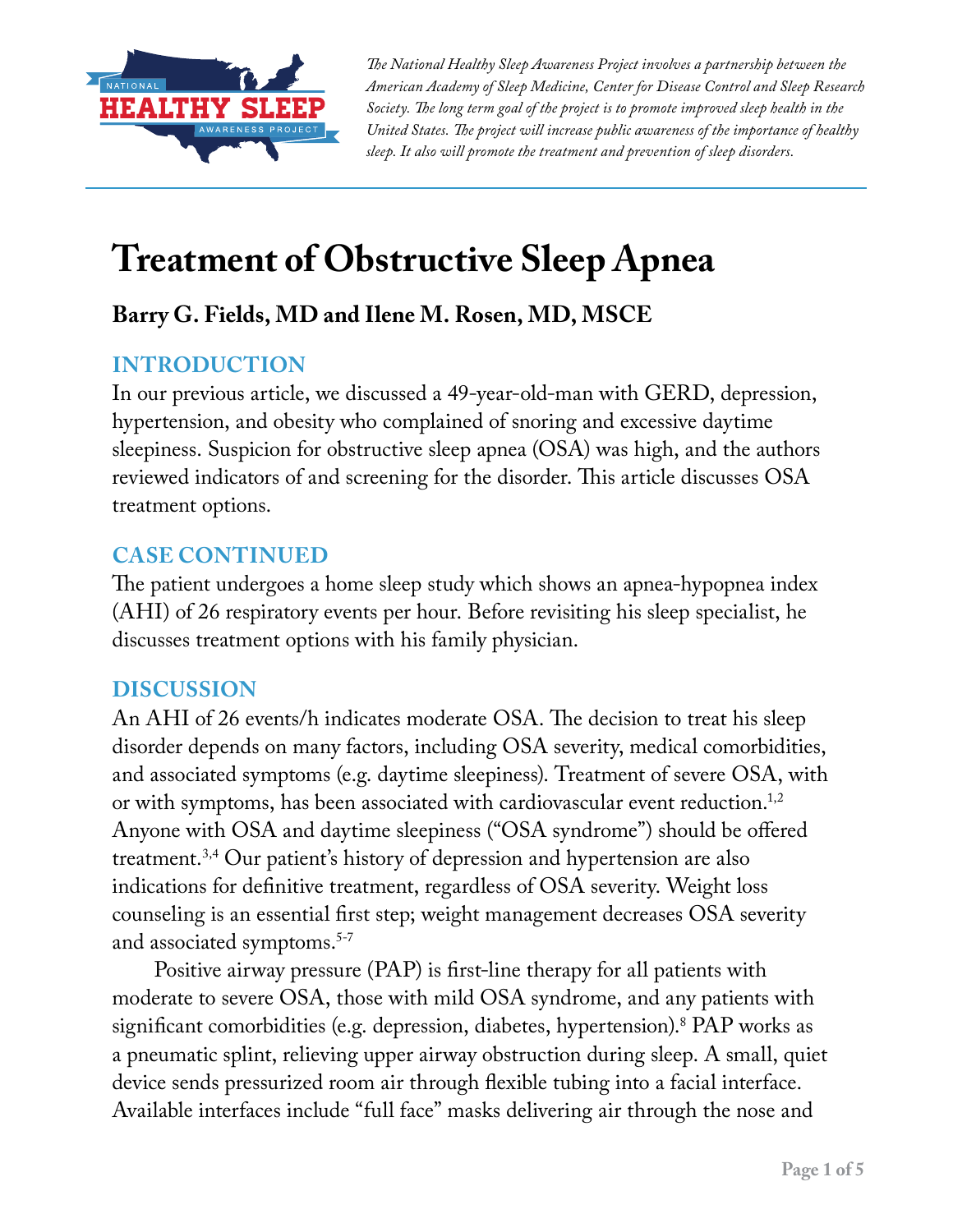*The National Healthy Sleep Awareness Project involves a partnership between the American Academy of Sleep Medicine, Center for Disease Control and Sleep Research Society. The long term goal of the project is to promote improved sleep health in the United States. The project will increase public awareness of the importance of healthy sleep. It also will promote the treatment and prevention of sleep disorders.*

# Treatment of Obstructive Sleep Apnea

**Barry G. Fields, MD and Ilene M. Rosen, MD, MSCE**

## INTRODUCTION

In our previous article, we discussed a 49-year-old-man with GERD, depression, hypertension, and obesity who complained of snoring and excessive daytime sleepiness. Suspicion for obstructive sleep apnea (OSA) was high, and the authors reviewed indicators of and screening for the disorder. This article discusses OSA treatment options.

## CASE CONTINUED

The patient undergoes a home sleep study which shows an apnea-hypopnea index (AHI) of 26 respiratory events per hour. Before revisiting his sleep specialist, he discusses treatment options with his family physician.

## DISCUSSION

An AHI of 26 events/h indicates moderate OSA. The decision to treat his sleep disorder depends on many factors, including OSA severity, medical comorbidities, and associated symptoms (e.g. daytime sleepiness). Treatment of severe OSA, with or with symptoms, has been associated with cardiovascular event reduction.[1,2] Anyone with OSA and daytime sleepiness ("OSA syndrome") should be offered treatment.[3,4] Our patient's history of depression and hypertension are also indications for definitive treatment, regardless of OSA severity. Weight loss counseling is an essential first step; weight management decreases OSA severity and associated symptoms.[5-7]

Positive airway pressure (PAP) is first-line therapy for all patients with moderate to severe OSA, those with mild OSA syndrome, and any patients with significant comorbidities (e.g. depression, diabetes, hypertension).[8] PAP works as a pneumatic splint, relieving upper airway obstruction during sleep. A small, quiet device sends pressurized room air through flexible tubing into a facial interface. Available interfaces include "full face" masks delivering air through the nose and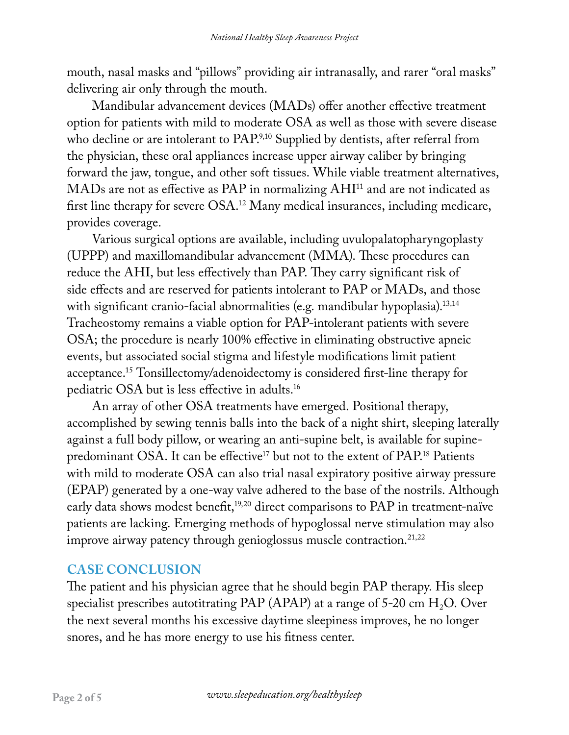mouth, nasal masks and "pillows" providing air intranasally, and rarer "oral masks" delivering air only through the mouth.

Mandibular advancement devices (MADs) offer another effective treatment option for patients with mild to moderate OSA as well as those with severe disease who decline or are intolerant to PAP.[9,10] Supplied by dentists, after referral from the physician, these oral appliances increase upper airway caliber by bringing forward the jaw, tongue, and other soft tissues. While viable treatment alternatives, MADs are not as effective as PAP in normalizing AHI[11] and are not indicated as first line therapy for severe OSA.[12] Many medical insurances, including medicare, provides coverage.

Various surgical options are available, including uvulopalatopharyngoplasty (UPPP) and maxillomandibular advancement (MMA). These procedures can reduce the AHI, but less effectively than PAP. They carry significant risk of side effects and are reserved for patients intolerant to PAP or MADs, and those with significant cranio-facial abnormalities (e.g. mandibular hypoplasia).[13,14] Tracheostomy remains a viable option for PAP-intolerant patients with severe OSA; the procedure is nearly 100% effective in eliminating obstructive apneic events, but associated social stigma and lifestyle modifications limit patient acceptance.[15] Tonsillectomy/adenoidectomy is considered first-line therapy for pediatric OSA but is less effective in adults.[16]

An array of other OSA treatments have emerged. Positional therapy, accomplished by sewing tennis balls into the back of a night shirt, sleeping laterally against a full body pillow, or wearing an anti-supine belt, is available for supine-predominant OSA. It can be effective[17] but not to the extent of PAP.[18] Patients with mild to moderate OSA can also trial nasal expiratory positive airway pressure (EPAP) generated by a one-way valve adhered to the base of the nostrils. Although early data shows modest benefit,[19,20] direct comparisons to PAP in treatment-naïve patients are lacking. Emerging methods of hypoglossal nerve stimulation may also improve airway patency through genioglossus muscle contraction.[21,22]

## CASE CONCLUSION

The patient and his physician agree that he should begin PAP therapy. His sleep specialist prescribes autotitrating PAP (APAP) at a range of 5-20 cm $H_2O$. Over the next several months his excessive daytime sleepiness improves, he no longer snores, and he has more energy to use his fitness center.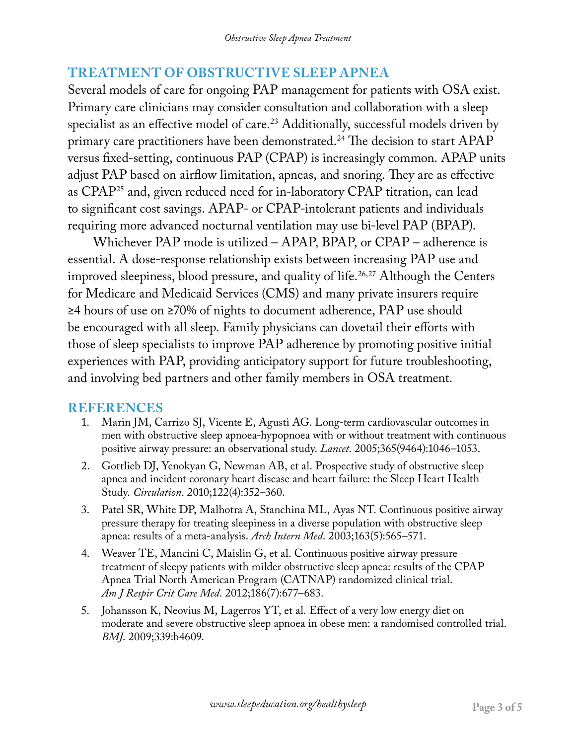## TREATMENT OF OBSTRUCTIVE SLEEP APNEA

Several models of care for ongoing PAP management for patients with OSA exist. Primary care clinicians may consider consultation and collaboration with a sleep specialist as an effective model of care.[23] Additionally, successful models driven by primary care practitioners have been demonstrated.[24] The decision to start APAP versus fixed-setting, continuous PAP (CPAP) is increasingly common. APAP units adjust PAP based on airflow limitation, apneas, and snoring. They are as effective as CPAP[25] and, given reduced need for in-laboratory CPAP titration, can lead to significant cost savings. APAP- or CPAP-intolerant patients and individuals requiring more advanced nocturnal ventilation may use bi-level PAP (BPAP).

Whichever PAP mode is utilized – APAP, BPAP, or CPAP – adherence is essential. A dose-response relationship exists between increasing PAP use and improved sleepiness, blood pressure, and quality of life.[26,27] Although the Centers for Medicare and Medicaid Services (CMS) and many private insurers require ≥4 hours of use on ≥70% of nights to document adherence, PAP use should be encouraged with all sleep. Family physicians can dovetail their efforts with those of sleep specialists to improve PAP adherence by promoting positive initial experiences with PAP, providing anticipatory support for future troubleshooting, and involving bed partners and other family members in OSA treatment.

## REFERENCES

1. Marin JM, Carrizo SJ, Vicente E, Agusti AG. Long-term cardiovascular outcomes in men with obstructive sleep apnoea-hypopnoea with or without treatment with continuous positive airway pressure: an observational study. *Lancet*. 2005;365(9464):1046–1053.
2. Gottlieb DJ, Yenokyan G, Newman AB, et al. Prospective study of obstructive sleep apnea and incident coronary heart disease and heart failure: the Sleep Heart Health Study. *Circulation*. 2010;122(4):352–360.
3. Patel SR, White DP, Malhotra A, Stanchina ML, Ayas NT. Continuous positive airway pressure therapy for treating sleepiness in a diverse population with obstructive sleep apnea: results of a meta-analysis. *Arch Intern Med*. 2003;163(5):565–571.
4. Weaver TE, Mancini C, Maislin G, et al. Continuous positive airway pressure treatment of sleepy patients with milder obstructive sleep apnea: results of the CPAP Apnea Trial North American Program (CATNAP) randomized clinical trial. *Am J Respir Crit Care Med*. 2012;186(7):677–683.
5. Johansson K, Neovius M, Lagerros YT, et al. Effect of a very low energy diet on moderate and severe obstructive sleep apnoea in obese men: a randomised controlled trial. *BMJ*. 2009;339:b4609.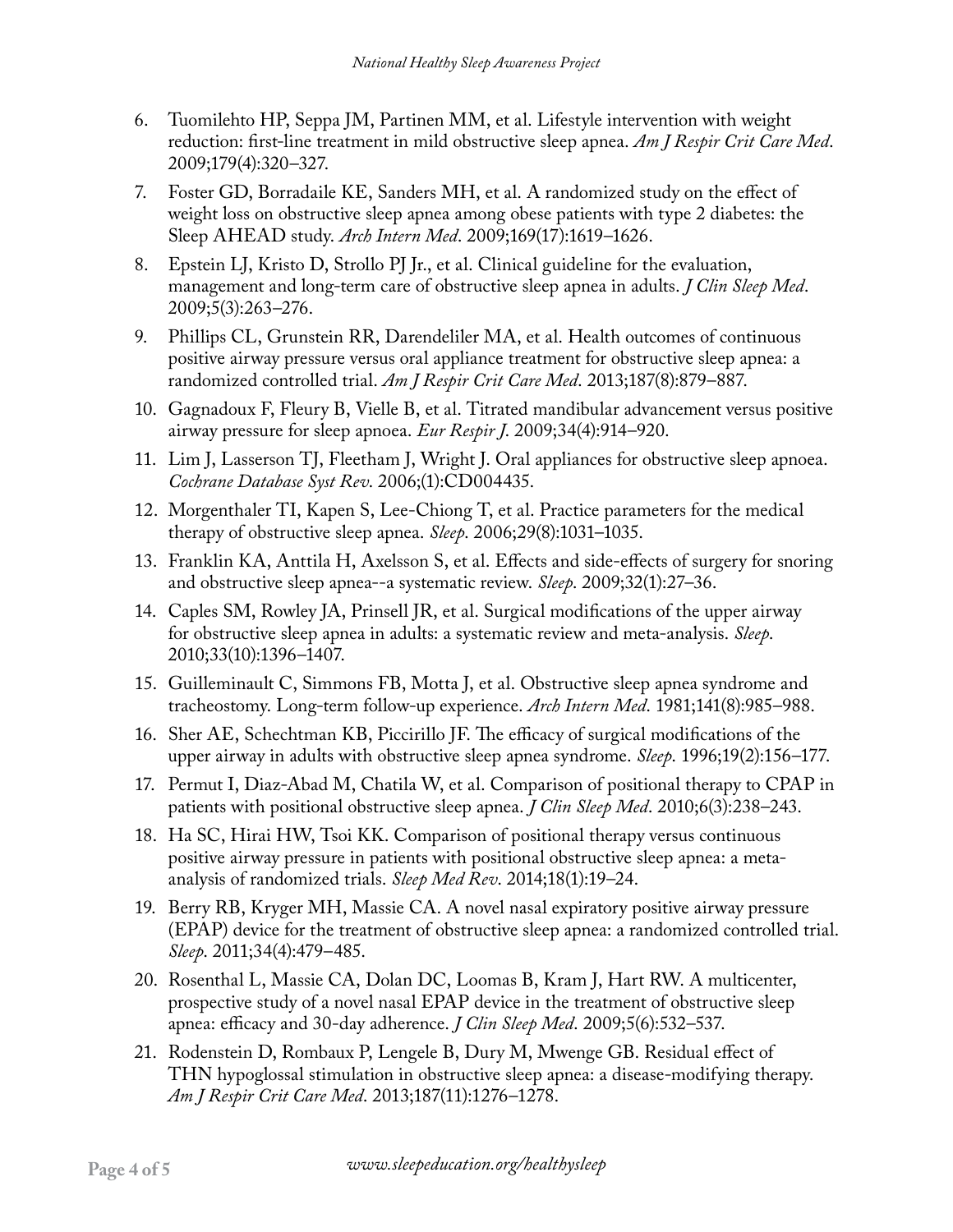6. Tuomilehto HP, Seppa JM, Partinen MM, et al. Lifestyle intervention with weight reduction: first-line treatment in mild obstructive sleep apnea. *Am J Respir Crit Care Med*. 2009;179(4):320–327.
7. Foster GD, Borradaile KE, Sanders MH, et al. A randomized study on the effect of weight loss on obstructive sleep apnea among obese patients with type 2 diabetes: the Sleep AHEAD study. *Arch Intern Med*. 2009;169(17):1619–1626.
8. Epstein LJ, Kristo D, Strollo PJ Jr., et al. Clinical guideline for the evaluation, management and long-term care of obstructive sleep apnea in adults. *J Clin Sleep Med*. 2009;5(3):263–276.
9. Phillips CL, Grunstein RR, Darendeliler MA, et al. Health outcomes of continuous positive airway pressure versus oral appliance treatment for obstructive sleep apnea: a randomized controlled trial. *Am J Respir Crit Care Med*. 2013;187(8):879–887.
10. Gagnadoux F, Fleury B, Vielle B, et al. Titrated mandibular advancement versus positive airway pressure for sleep apnoea. *Eur Respir J*. 2009;34(4):914–920.
11. Lim J, Lasserson TJ, Fleetham J, Wright J. Oral appliances for obstructive sleep apnoea. *Cochrane Database Syst Rev*. 2006;(1):CD004435.
12. Morgenthaler TI, Kapen S, Lee-Chiong T, et al. Practice parameters for the medical therapy of obstructive sleep apnea. *Sleep*. 2006;29(8):1031–1035.
13. Franklin KA, Anttila H, Axelsson S, et al. Effects and side-effects of surgery for snoring and obstructive sleep apnea--a systematic review. *Sleep*. 2009;32(1):27–36.
14. Caples SM, Rowley JA, Prinsell JR, et al. Surgical modifications of the upper airway for obstructive sleep apnea in adults: a systematic review and meta-analysis. *Sleep*. 2010;33(10):1396–1407.
15. Guilleminault C, Simmons FB, Motta J, et al. Obstructive sleep apnea syndrome and tracheostomy. Long-term follow-up experience. *Arch Intern Med*. 1981;141(8):985–988.
16. Sher AE, Schechtman KB, Piccirillo JF. The efficacy of surgical modifications of the upper airway in adults with obstructive sleep apnea syndrome. *Sleep*. 1996;19(2):156–177.
17. Permut I, Diaz-Abad M, Chatila W, et al. Comparison of positional therapy to CPAP in patients with positional obstructive sleep apnea. *J Clin Sleep Med*. 2010;6(3):238–243.
18. Ha SC, Hirai HW, Tsoi KK. Comparison of positional therapy versus continuous positive airway pressure in patients with positional obstructive sleep apnea: a meta-analysis of randomized trials. *Sleep Med Rev*. 2014;18(1):19–24.
19. Berry RB, Kryger MH, Massie CA. A novel nasal expiratory positive airway pressure (EPAP) device for the treatment of obstructive sleep apnea: a randomized controlled trial. *Sleep*. 2011;34(4):479–485.
20. Rosenthal L, Massie CA, Dolan DC, Loomas B, Kram J, Hart RW. A multicenter, prospective study of a novel nasal EPAP device in the treatment of obstructive sleep apnea: efficacy and 30-day adherence. *J Clin Sleep Med*. 2009;5(6):532–537.
21. Rodenstein D, Rombaux P, Lengele B, Dury M, Mwenge GB. Residual effect of THN hypoglossal stimulation in obstructive sleep apnea: a disease-modifying therapy. *Am J Respir Crit Care Med*. 2013;187(11):1276–1278.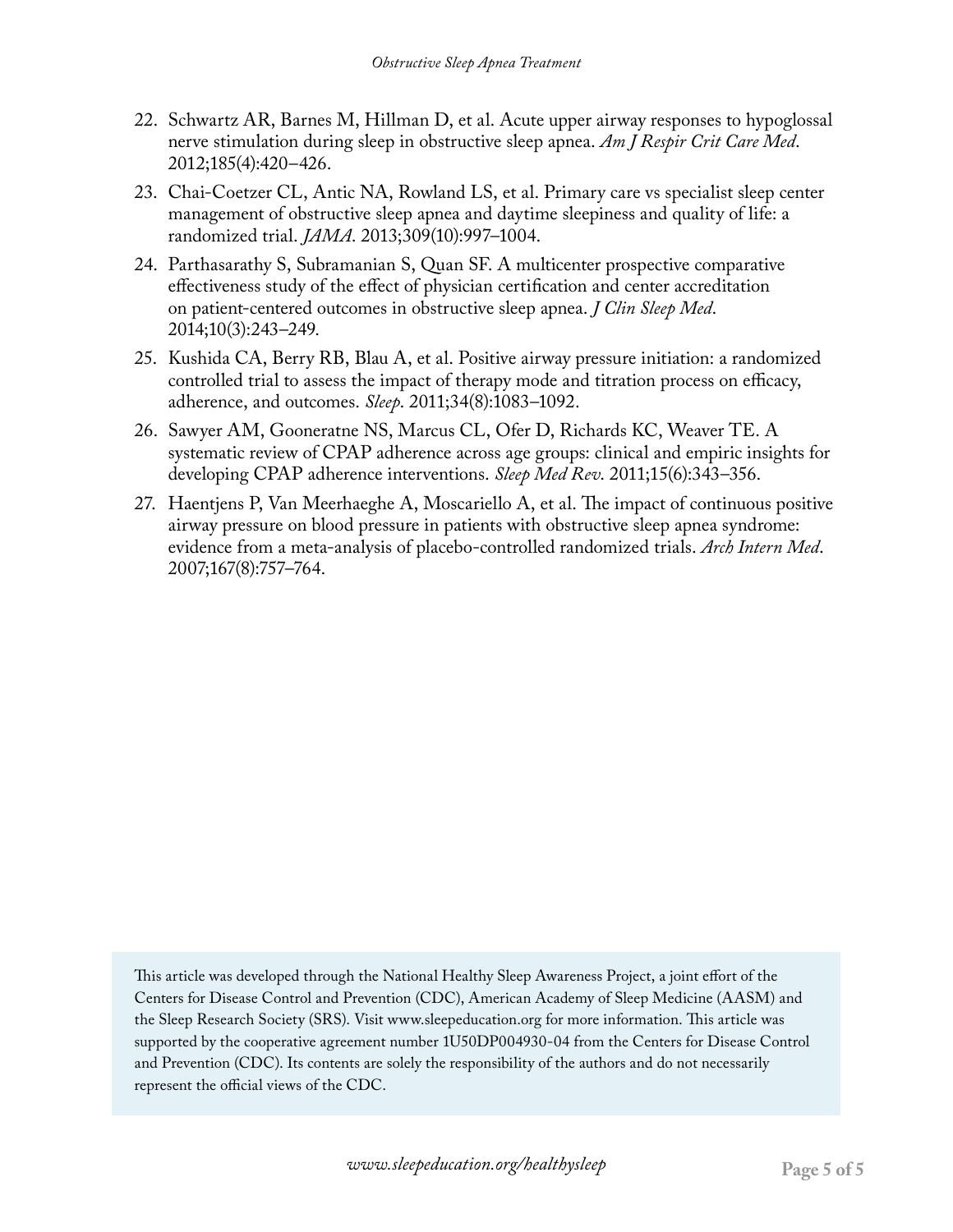22. Schwartz AR, Barnes M, Hillman D, et al. Acute upper airway responses to hypoglossal nerve stimulation during sleep in obstructive sleep apnea. *Am J Respir Crit Care Med*. 2012;185(4):420–426.
23. Chai-Coetzer CL, Antic NA, Rowland LS, et al. Primary care vs specialist sleep center management of obstructive sleep apnea and daytime sleepiness and quality of life: a randomized trial. *JAMA*. 2013;309(10):997–1004.
24. Parthasarathy S, Subramanian S, Quan SF. A multicenter prospective comparative effectiveness study of the effect of physician certification and center accreditation on patient-centered outcomes in obstructive sleep apnea. *J Clin Sleep Med*. 2014;10(3):243–249.
25. Kushida CA, Berry RB, Blau A, et al. Positive airway pressure initiation: a randomized controlled trial to assess the impact of therapy mode and titration process on efficacy, adherence, and outcomes. *Sleep*. 2011;34(8):1083–1092.
26. Sawyer AM, Gooneratne NS, Marcus CL, Ofer D, Richards KC, Weaver TE. A systematic review of CPAP adherence across age groups: clinical and empiric insights for developing CPAP adherence interventions. *Sleep Med Rev*. 2011;15(6):343–356.
27. Haentjens P, Van Meerhaeghe A, Moscariello A, et al. The impact of continuous positive airway pressure on blood pressure in patients with obstructive sleep apnea syndrome: evidence from a meta-analysis of placebo-controlled randomized trials. *Arch Intern Med*. 2007;167(8):757–764.

This article was developed through the National Healthy Sleep Awareness Project, a joint effort of the Centers for Disease Control and Prevention (CDC), American Academy of Sleep Medicine (AASM) and the Sleep Research Society (SRS). Visit www.sleepeducation.org for more information. This article was supported by the cooperative agreement number 1U50DP004930-04 from the Centers for Disease Control and Prevention (CDC). Its contents are solely the responsibility of the authors and do not necessarily represent the official views of the CDC.